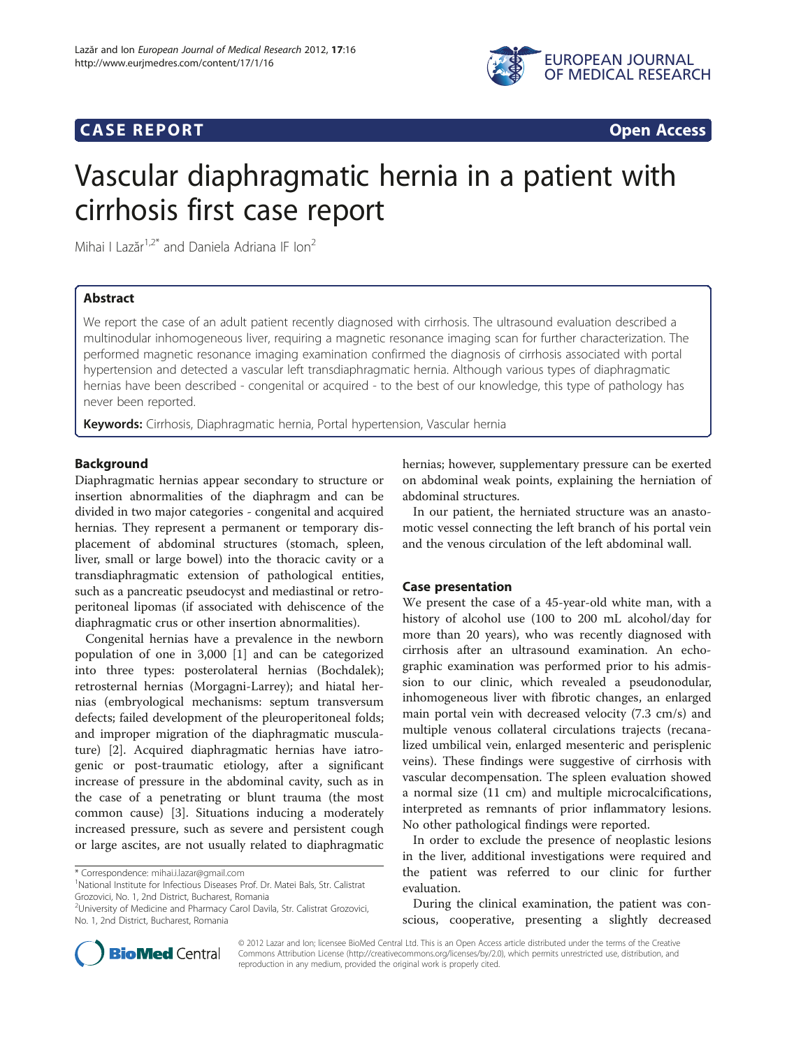**CASE REPORT** **Open Access**

# Vascular diaphragmatic hernia in a patient with cirrhosis first case report

Mihai I Lazăr[1,2*] and Daniela Adriana IF Ion[2]

## Abstract

We report the case of an adult patient recently diagnosed with cirrhosis. The ultrasound evaluation described a multinodular inhomogeneous liver, requiring a magnetic resonance imaging scan for further characterization. The performed magnetic resonance imaging examination confirmed the diagnosis of cirrhosis associated with portal hypertension and detected a vascular left transdiaphragmatic hernia. Although various types of diaphragmatic hernias have been described - congenital or acquired - to the best of our knowledge, this type of pathology has never been reported.

**Keywords:** Cirrhosis, Diaphragmatic hernia, Portal hypertension, Vascular hernia

## Background

Diaphragmatic hernias appear secondary to structure or insertion abnormalities of the diaphragm and can be divided in two major categories - congenital and acquired hernias. They represent a permanent or temporary displacement of abdominal structures (stomach, spleen, liver, small or large bowel) into the thoracic cavity or a transdiaphragmatic extension of pathological entities, such as a pancreatic pseudocyst and mediastinal or retroperitoneal lipomas (if associated with dehiscence of the diaphragmatic crus or other insertion abnormalities).

Congenital hernias have a prevalence in the newborn population of one in 3,000 [1] and can be categorized into three types: posterolateral hernias (Bochdalek); retrosternal hernias (Morgagni-Larrey); and hiatal hernias (embryological mechanisms: septum transversum defects; failed development of the pleuroperitoneal folds; and improper migration of the diaphragmatic musculature) [2]. Acquired diaphragmatic hernias have iatrogenic or post-traumatic etiology, after a significant increase of pressure in the abdominal cavity, such as in the case of a penetrating or blunt trauma (the most common cause) [3]. Situations inducing a moderately increased pressure, such as severe and persistent cough or large ascites, are not usually related to diaphragmatic hernias; however, supplementary pressure can be exerted on abdominal weak points, explaining the herniation of abdominal structures.

In our patient, the herniated structure was an anastomotic vessel connecting the left branch of his portal vein and the venous circulation of the left abdominal wall.

## Case presentation

We present the case of a 45-year-old white man, with a history of alcohol use (100 to 200 mL alcohol/day for more than 20 years), who was recently diagnosed with cirrhosis after an ultrasound examination. An echographic examination was performed prior to his admission to our clinic, which revealed a pseudonodular, inhomogeneous liver with fibrotic changes, an enlarged main portal vein with decreased velocity (7.3 cm/s) and multiple venous collateral circulations trajects (recanalized umbilical vein, enlarged mesenteric and perisplenic veins). These findings were suggestive of cirrhosis with vascular decompensation. The spleen evaluation showed a normal size (11 cm) and multiple microcalcifications, interpreted as remnants of prior inflammatory lesions. No other pathological findings were reported.

In order to exclude the presence of neoplastic lesions in the liver, additional investigations were required and the patient was referred to our clinic for further evaluation.

During the clinical examination, the patient was conscious, cooperative, presenting a slightly decreased

\* Correspondence: mihai.i.lazar@gmail.com
[1]National Institute for Infectious Diseases Prof. Dr. Matei Bals, Str. Calistrat Grozovici, No. 1, 2nd District, Bucharest, Romania
[2]University of Medicine and Pharmacy Carol Davila, Str. Calistrat Grozovici, No. 1, 2nd District, Bucharest, Romania

© 2012 Lazar and Ion; licensee BioMed Central Ltd. This is an Open Access article distributed under the terms of the Creative Commons Attribution License (http://creativecommons.org/licenses/by/2.0), which permits unrestricted use, distribution, and reproduction in any medium, provided the original work is properly cited.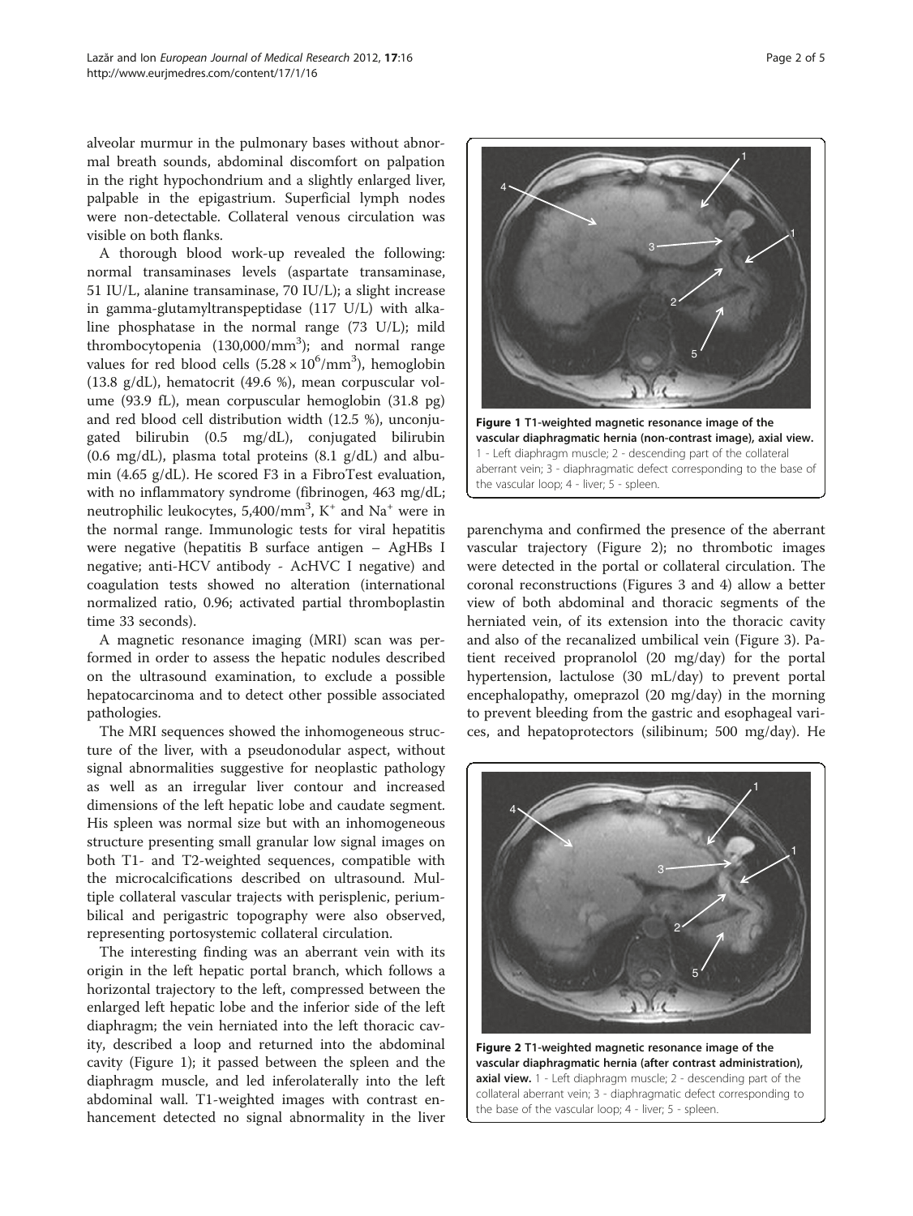alveolar murmur in the pulmonary bases without abnormal breath sounds, abdominal discomfort on palpation in the right hypochondrium and a slightly enlarged liver, palpable in the epigastrium. Superficial lymph nodes were non-detectable. Collateral venous circulation was visible on both flanks.

A thorough blood work-up revealed the following: normal transaminases levels (aspartate transaminase, 51 IU/L, alanine transaminase, 70 IU/L); a slight increase in gamma-glutamyltranspeptidase (117 U/L) with alkaline phosphatase in the normal range (73 U/L); mild thrombocytopenia (130,000/mm$^3$); and normal range values for red blood cells ($5.28 \times 10^6$/mm$^3$), hemoglobin (13.8 g/dL), hematocrit (49.6 %), mean corpuscular volume (93.9 fL), mean corpuscular hemoglobin (31.8 pg) and red blood cell distribution width (12.5 %), unconjugated bilirubin (0.5 mg/dL), conjugated bilirubin (0.6 mg/dL), plasma total proteins (8.1 g/dL) and albumin (4.65 g/dL). He scored F3 in a FibroTest evaluation, with no inflammatory syndrome (fibrinogen, 463 mg/dL; neutrophilic leukocytes, 5,400/mm$^3$, $K^+$ and $Na^+$ were in the normal range. Immunologic tests for viral hepatitis were negative (hepatitis B surface antigen – AgHBs I negative; anti-HCV antibody - AcHVC I negative) and coagulation tests showed no alteration (international normalized ratio, 0.96; activated partial thromboplastin time 33 seconds).

A magnetic resonance imaging (MRI) scan was performed in order to assess the hepatic nodules described on the ultrasound examination, to exclude a possible hepatocarcinoma and to detect other possible associated pathologies.

The MRI sequences showed the inhomogeneous structure of the liver, with a pseudonodular aspect, without signal abnormalities suggestive for neoplastic pathology as well as an irregular liver contour and increased dimensions of the left hepatic lobe and caudate segment. His spleen was normal size but with an inhomogeneous structure presenting small granular low signal images on both T1- and T2-weighted sequences, compatible with the microcalcifications described on ultrasound. Multiple collateral vascular trajects with perisplenic, periumbilical and perigastric topography were also observed, representing portosystemic collateral circulation.

The interesting finding was an aberrant vein with its origin in the left hepatic portal branch, which follows a horizontal trajectory to the left, compressed between the enlarged left hepatic lobe and the inferior side of the left diaphragm; the vein herniated into the left thoracic cavity, described a loop and returned into the abdominal cavity (Figure 1); it passed between the spleen and the diaphragm muscle, and led inferolaterally into the left abdominal wall. T1-weighted images with contrast enhancement detected no signal abnormality in the liver parenchyma and confirmed the presence of the aberrant vascular trajectory (Figure 2); no thrombotic images were detected in the portal or collateral circulation. The coronal reconstructions (Figures 3 and 4) allow a better view of both abdominal and thoracic segments of the herniated vein, of its extension into the thoracic cavity and also of the recanalized umbilical vein (Figure 3). Patient received propranolol (20 mg/day) for the portal hypertension, lactulose (30 mL/day) to prevent portal encephalopathy, omeprazol (20 mg/day) in the morning to prevent bleeding from the gastric and esophageal varices, and hepatoprotectors (silibinum; 500 mg/day). He

**Figure 1** T1-weighted magnetic resonance image of the vascular diaphragmatic hernia (non-contrast image), axial view. 1 - Left diaphragm muscle; 2 - descending part of the collateral aberrant vein; 3 - diaphragmatic defect corresponding to the base of the vascular loop; 4 - liver; 5 - spleen.

**Figure 2** T1-weighted magnetic resonance image of the vascular diaphragmatic hernia (after contrast administration), axial view. 1 - Left diaphragm muscle; 2 - descending part of the collateral aberrant vein; 3 - diaphragmatic defect corresponding to the base of the vascular loop; 4 - liver; 5 - spleen.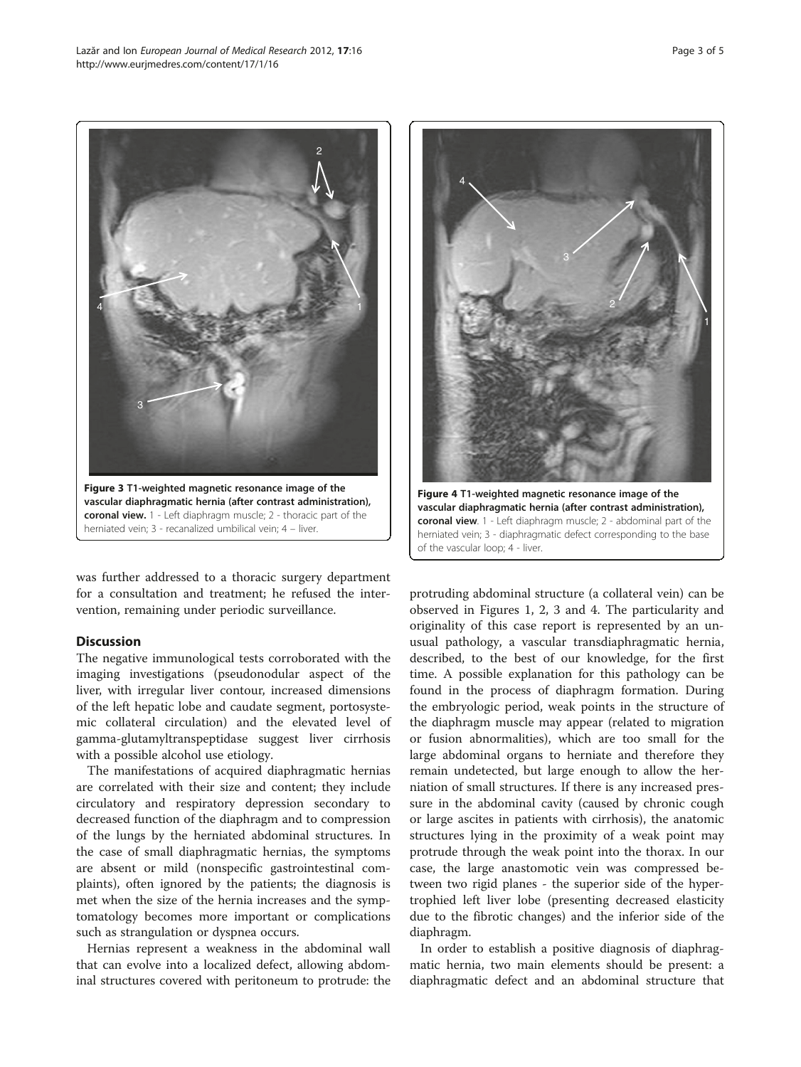Figure 3 T1-weighted magnetic resonance image of the vascular diaphragmatic hernia (after contrast administration), coronal view. 1 - Left diaphragm muscle; 2 - thoracic part of the herniated vein; 3 - recanalized umbilical vein; 4 – liver.

Figure 4 T1-weighted magnetic resonance image of the vascular diaphragmatic hernia (after contrast administration), coronal view. 1 - Left diaphragm muscle; 2 - abdominal part of the herniated vein; 3 - diaphragmatic defect corresponding to the base of the vascular loop; 4 - liver.

was further addressed to a thoracic surgery department for a consultation and treatment; he refused the intervention, remaining under periodic surveillance.

## Discussion

The negative immunological tests corroborated with the imaging investigations (pseudonodular aspect of the liver, with irregular liver contour, increased dimensions of the left hepatic lobe and caudate segment, portosystemic collateral circulation) and the elevated level of gamma-glutamyltranspeptidase suggest liver cirrhosis with a possible alcohol use etiology.

The manifestations of acquired diaphragmatic hernias are correlated with their size and content; they include circulatory and respiratory depression secondary to decreased function of the diaphragm and to compression of the lungs by the herniated abdominal structures. In the case of small diaphragmatic hernias, the symptoms are absent or mild (nonspecific gastrointestinal complaints), often ignored by the patients; the diagnosis is met when the size of the hernia increases and the symptomatology becomes more important or complications such as strangulation or dyspnea occurs.

Hernias represent a weakness in the abdominal wall that can evolve into a localized defect, allowing abdominal structures covered with peritoneum to protrude: the protruding abdominal structure (a collateral vein) can be observed in Figures 1, 2, 3 and 4. The particularity and originality of this case report is represented by an unusual pathology, a vascular transdiaphragmatic hernia, described, to the best of our knowledge, for the first time. A possible explanation for this pathology can be found in the process of diaphragm formation. During the embryologic period, weak points in the structure of the diaphragm muscle may appear (related to migration or fusion abnormalities), which are too small for the large abdominal organs to herniate and therefore they remain undetected, but large enough to allow the herniation of small structures. If there is any increased pressure in the abdominal cavity (caused by chronic cough or large ascites in patients with cirrhosis), the anatomic structures lying in the proximity of a weak point may protrude through the weak point into the thorax. In our case, the large anastomotic vein was compressed between two rigid planes - the superior side of the hypertrophied left liver lobe (presenting decreased elasticity due to the fibrotic changes) and the inferior side of the diaphragm.

In order to establish a positive diagnosis of diaphragmatic hernia, two main elements should be present: a diaphragmatic defect and an abdominal structure that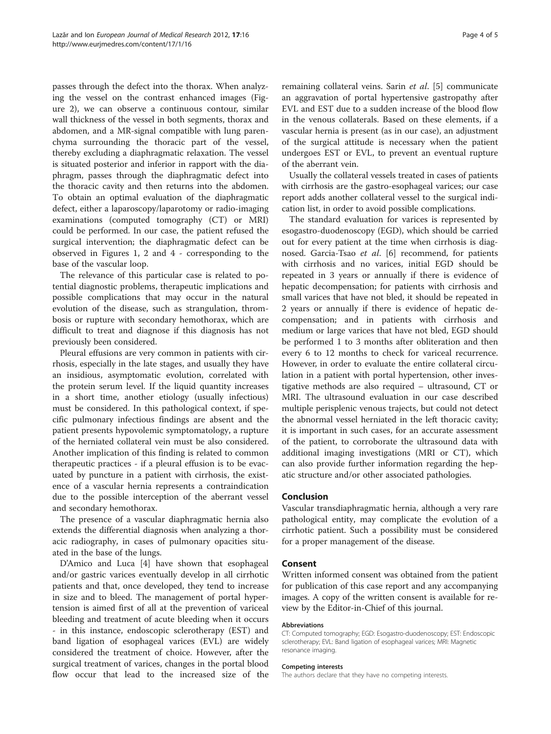passes through the defect into the thorax. When analyzing the vessel on the contrast enhanced images (Figure 2), we can observe a continuous contour, similar wall thickness of the vessel in both segments, thorax and abdomen, and a MR-signal compatible with lung parenchyma surrounding the thoracic part of the vessel, thereby excluding a diaphragmatic relaxation. The vessel is situated posterior and inferior in rapport with the diaphragm, passes through the diaphragmatic defect into the thoracic cavity and then returns into the abdomen. To obtain an optimal evaluation of the diaphragmatic defect, either a laparoscopy/laparotomy or radio-imaging examinations (computed tomography (CT) or MRI) could be performed. In our case, the patient refused the surgical intervention; the diaphragmatic defect can be observed in Figures 1, 2 and 4 - corresponding to the base of the vascular loop.

The relevance of this particular case is related to potential diagnostic problems, therapeutic implications and possible complications that may occur in the natural evolution of the disease, such as strangulation, thrombosis or rupture with secondary hemothorax, which are difficult to treat and diagnose if this diagnosis has not previously been considered.

Pleural effusions are very common in patients with cirrhosis, especially in the late stages, and usually they have an insidious, asymptomatic evolution, correlated with the protein serum level. If the liquid quantity increases in a short time, another etiology (usually infectious) must be considered. In this pathological context, if specific pulmonary infectious findings are absent and the patient presents hypovolemic symptomatology, a rupture of the herniated collateral vein must be also considered. Another implication of this finding is related to common therapeutic practices - if a pleural effusion is to be evacuated by puncture in a patient with cirrhosis, the existence of a vascular hernia represents a contraindication due to the possible interception of the aberrant vessel and secondary hemothorax.

The presence of a vascular diaphragmatic hernia also extends the differential diagnosis when analyzing a thoracic radiography, in cases of pulmonary opacities situated in the base of the lungs.

D'Amico and Luca [4] have shown that esophageal and/or gastric varices eventually develop in all cirrhotic patients and that, once developed, they tend to increase in size and to bleed. The management of portal hypertension is aimed first of all at the prevention of variceal bleeding and treatment of acute bleeding when it occurs - in this instance, endoscopic sclerotherapy (EST) and band ligation of esophageal varices (EVL) are widely considered the treatment of choice. However, after the surgical treatment of varices, changes in the portal blood flow occur that lead to the increased size of the remaining collateral veins. Sarin *et al*. [5] communicate an aggravation of portal hypertensive gastropathy after EVL and EST due to a sudden increase of the blood flow in the venous collaterals. Based on these elements, if a vascular hernia is present (as in our case), an adjustment of the surgical attitude is necessary when the patient undergoes EST or EVL, to prevent an eventual rupture of the aberrant vein.

Usually the collateral vessels treated in cases of patients with cirrhosis are the gastro-esophageal varices; our case report adds another collateral vessel to the surgical indication list, in order to avoid possible complications.

The standard evaluation for varices is represented by esogastro-duodenoscopy (EGD), which should be carried out for every patient at the time when cirrhosis is diagnosed. Garcia-Tsao *et al*. [6] recommend, for patients with cirrhosis and no varices, initial EGD should be repeated in 3 years or annually if there is evidence of hepatic decompensation; for patients with cirrhosis and small varices that have not bled, it should be repeated in 2 years or annually if there is evidence of hepatic decompensation; and in patients with cirrhosis and medium or large varices that have not bled, EGD should be performed 1 to 3 months after obliteration and then every 6 to 12 months to check for variceal recurrence. However, in order to evaluate the entire collateral circulation in a patient with portal hypertension, other investigative methods are also required – ultrasound, CT or MRI. The ultrasound evaluation in our case described multiple perisplenic venous trajects, but could not detect the abnormal vessel herniated in the left thoracic cavity; it is important in such cases, for an accurate assessment of the patient, to corroborate the ultrasound data with additional imaging investigations (MRI or CT), which can also provide further information regarding the hepatic structure and/or other associated pathologies.

## Conclusion

Vascular transdiaphragmatic hernia, although a very rare pathological entity, may complicate the evolution of a cirrhotic patient. Such a possibility must be considered for a proper management of the disease.

## Consent

Written informed consent was obtained from the patient for publication of this case report and any accompanying images. A copy of the written consent is available for review by the Editor-in-Chief of this journal.

#### Abbreviations

CT: Computed tomography; EGD: Esogastro-duodenoscopy; EST: Endoscopic sclerotherapy; EVL: Band ligation of esophageal varices; MRI: Magnetic resonance imaging.

#### Competing interests

The authors declare that they have no competing interests.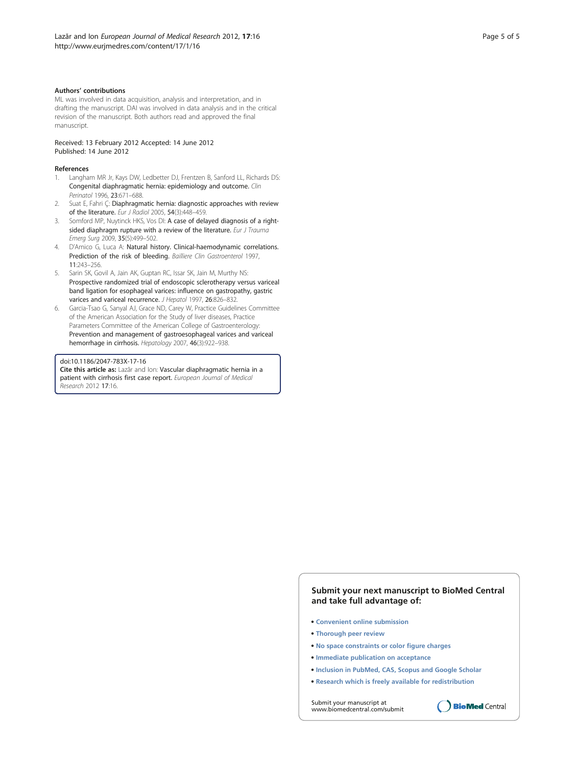### Authors' contributions

ML was involved in data acquisition, analysis and interpretation, and in drafting the manuscript. DAI was involved in data analysis and in the critical revision of the manuscript. Both authors read and approved the final manuscript.

Received: 13 February 2012 Accepted: 14 June 2012
Published: 14 June 2012

### References

1. Langham MR Jr, Kays DW, Ledbetter DJ, Frentzen B, Sanford LL, Richards DS: **Congenital diaphragmatic hernia: epidemiology and outcome.** *Clin Perinatol* 1996, **23**:671–688.
2. Suat E, Fahri Ç: **Diaphragmatic hernia: diagnostic approaches with review of the literature.** *Eur J Radiol* 2005, **54**(3):448–459.
3. Somford MP, Nuytinck HKS, Vos DI: **A case of delayed diagnosis of a right-sided diaphragm rupture with a review of the literature.** *Eur J Trauma Emerg Surg* 2009, **35**(5):499–502.
4. D'Amico G, Luca A: **Natural history. Clinical-haemodynamic correlations. Prediction of the risk of bleeding.** *Bailliere Clin Gastroenterol* 1997, **11**:243–256.
5. Sarin SK, Govil A, Jain AK, Guptan RC, Issar SK, Jain M, Murthy NS: **Prospective randomized trial of endoscopic sclerotherapy versus variceal band ligation for esophageal varices: influence on gastropathy, gastric varices and variceal recurrence.** *J Hepatol* 1997, **26**:826–832.
6. Garcia-Tsao G, Sanyal AJ, Grace ND, Carey W, Practice Guidelines Committee of the American Association for the Study of liver diseases, Practice Parameters Committee of the American College of Gastroenterology: **Prevention and management of gastroesophageal varices and variceal hemorrhage in cirrhosis.** *Hepatology* 2007, **46**(3):922–938.

doi:10.1186/2047-783X-17-16
**Cite this article as:** Lazăr and Ion: **Vascular diaphragmatic hernia in a patient with cirrhosis first case report.** *European Journal of Medical Research* 2012 **17**:16.

**Submit your next manuscript to BioMed Central and take full advantage of:**

- **Convenient online submission**
- **Thorough peer review**
- **No space constraints or color figure charges**
- **Immediate publication on acceptance**
- **Inclusion in PubMed, CAS, Scopus and Google Scholar**
- **Research which is freely available for redistribution**

Submit your manuscript at
www.biomedcentral.com/submit

BioMed Central